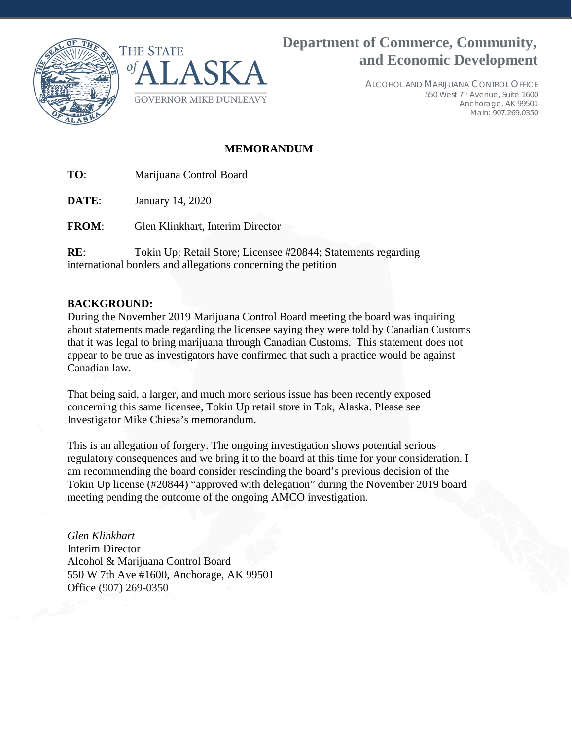THE STATE of ALASKA

GOVERNOR MIKE DUNLEAVY

**Department of Commerce, Community, and Economic Development**

ALCOHOL AND MARIJUANA CONTROL OFFICE
550 West 7th Avenue, Suite 1600
Anchorage, AK 99501
Main: 907.269.0350

**MEMORANDUM**

**TO**: Marijuana Control Board

**DATE**: January 14, 2020

**FROM**: Glen Klinkhart, Interim Director

**RE**: Tokin Up; Retail Store; Licensee #20844; Statements regarding international borders and allegations concerning the petition

**BACKGROUND:**
During the November 2019 Marijuana Control Board meeting the board was inquiring about statements made regarding the licensee saying they were told by Canadian Customs that it was legal to bring marijuana through Canadian Customs. This statement does not appear to be true as investigators have confirmed that such a practice would be against Canadian law.

That being said, a larger, and much more serious issue has been recently exposed concerning this same licensee, Tokin Up retail store in Tok, Alaska. Please see Investigator Mike Chiesa's memorandum.

This is an allegation of forgery. The ongoing investigation shows potential serious regulatory consequences and we bring it to the board at this time for your consideration. I am recommending the board consider rescinding the board's previous decision of the Tokin Up license (#20844) "approved with delegation" during the November 2019 board meeting pending the outcome of the ongoing AMCO investigation.

*Glen Klinkhart*
Interim Director
Alcohol & Marijuana Control Board
550 W 7th Ave #1600, Anchorage, AK 99501
Office (907) 269-0350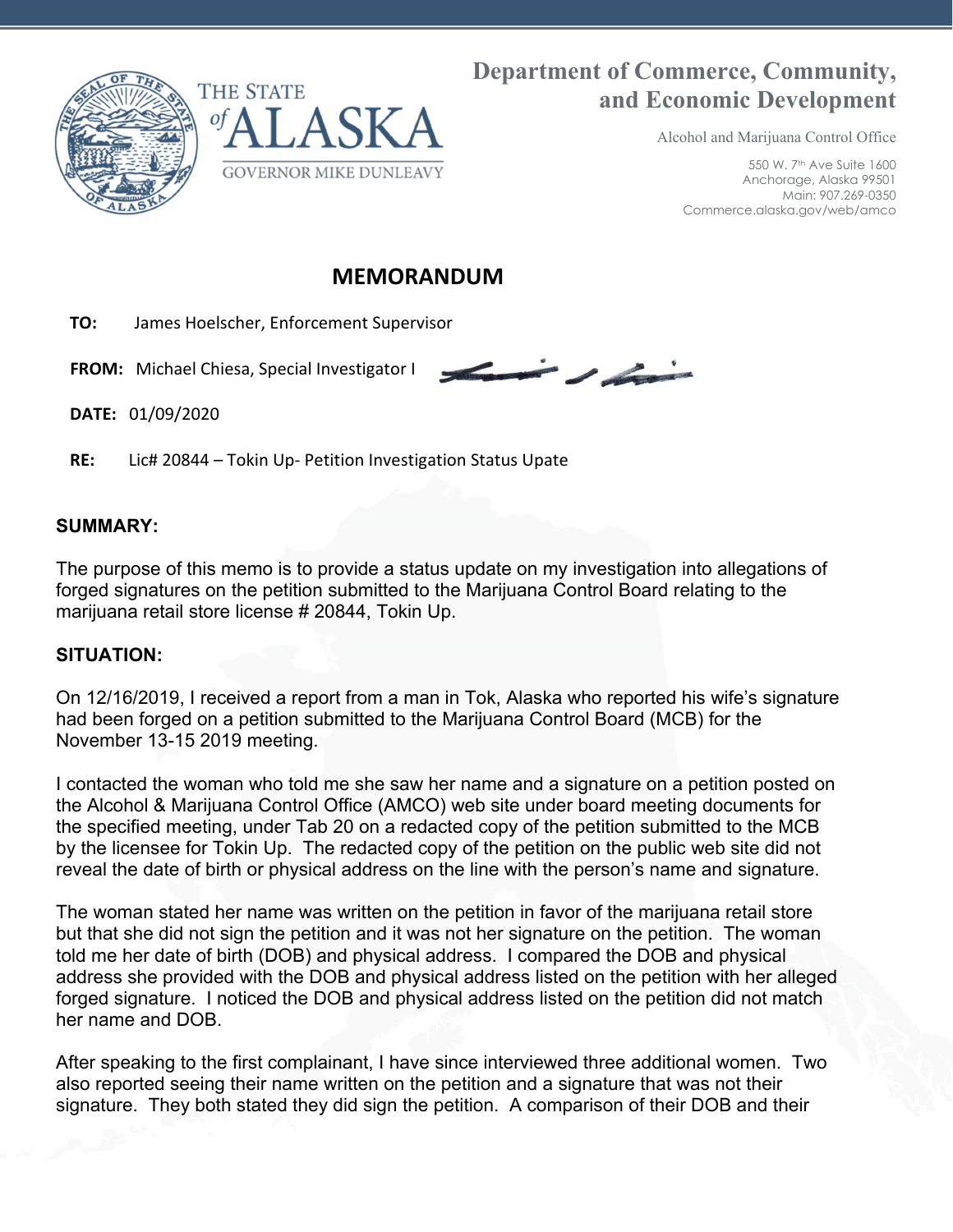# MEMORANDUM

**TO:** James Hoelscher, Enforcement Supervisor

**FROM:** Michael Chiesa, Special Investigator I

**DATE:** 01/09/2020

**RE:** Lic# 20844 – Tokin Up- Petition Investigation Status Upate

## SUMMARY:

The purpose of this memo is to provide a status update on my investigation into allegations of forged signatures on the petition submitted to the Marijuana Control Board relating to the marijuana retail store license # 20844, Tokin Up.

## SITUATION:

On 12/16/2019, I received a report from a man in Tok, Alaska who reported his wife's signature had been forged on a petition submitted to the Marijuana Control Board (MCB) for the November 13-15 2019 meeting.

I contacted the woman who told me she saw her name and a signature on a petition posted on the Alcohol & Marijuana Control Office (AMCO) web site under board meeting documents for the specified meeting, under Tab 20 on a redacted copy of the petition submitted to the MCB by the licensee for Tokin Up. The redacted copy of the petition on the public web site did not reveal the date of birth or physical address on the line with the person's name and signature.

The woman stated her name was written on the petition in favor of the marijuana retail store but that she did not sign the petition and it was not her signature on the petition. The woman told me her date of birth (DOB) and physical address. I compared the DOB and physical address she provided with the DOB and physical address listed on the petition with her alleged forged signature. I noticed the DOB and physical address listed on the petition did not match her name and DOB.

After speaking to the first complainant, I have since interviewed three additional women. Two also reported seeing their name written on the petition and a signature that was not their signature. They both stated they did sign the petition. A comparison of their DOB and their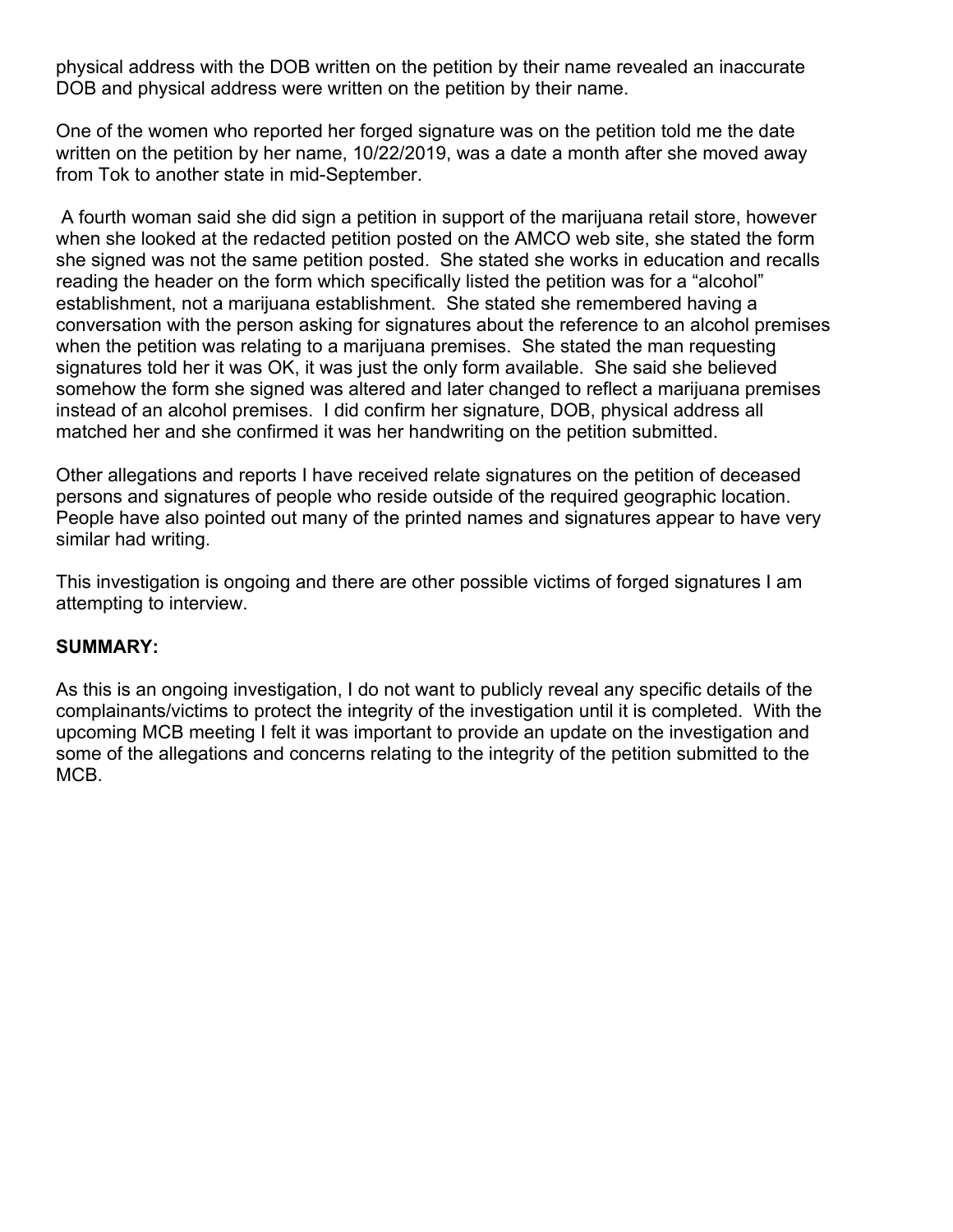physical address with the DOB written on the petition by their name revealed an inaccurate DOB and physical address were written on the petition by their name.

One of the women who reported her forged signature was on the petition told me the date written on the petition by her name, 10/22/2019, was a date a month after she moved away from Tok to another state in mid-September.

A fourth woman said she did sign a petition in support of the marijuana retail store, however when she looked at the redacted petition posted on the AMCO web site, she stated the form she signed was not the same petition posted. She stated she works in education and recalls reading the header on the form which specifically listed the petition was for a "alcohol" establishment, not a marijuana establishment. She stated she remembered having a conversation with the person asking for signatures about the reference to an alcohol premises when the petition was relating to a marijuana premises. She stated the man requesting signatures told her it was OK, it was just the only form available. She said she believed somehow the form she signed was altered and later changed to reflect a marijuana premises instead of an alcohol premises. I did confirm her signature, DOB, physical address all matched her and she confirmed it was her handwriting on the petition submitted.

Other allegations and reports I have received relate signatures on the petition of deceased persons and signatures of people who reside outside of the required geographic location. People have also pointed out many of the printed names and signatures appear to have very similar had writing.

This investigation is ongoing and there are other possible victims of forged signatures I am attempting to interview.

**SUMMARY:**

As this is an ongoing investigation, I do not want to publicly reveal any specific details of the complainants/victims to protect the integrity of the investigation until it is completed. With the upcoming MCB meeting I felt it was important to provide an update on the investigation and some of the allegations and concerns relating to the integrity of the petition submitted to the MCB.